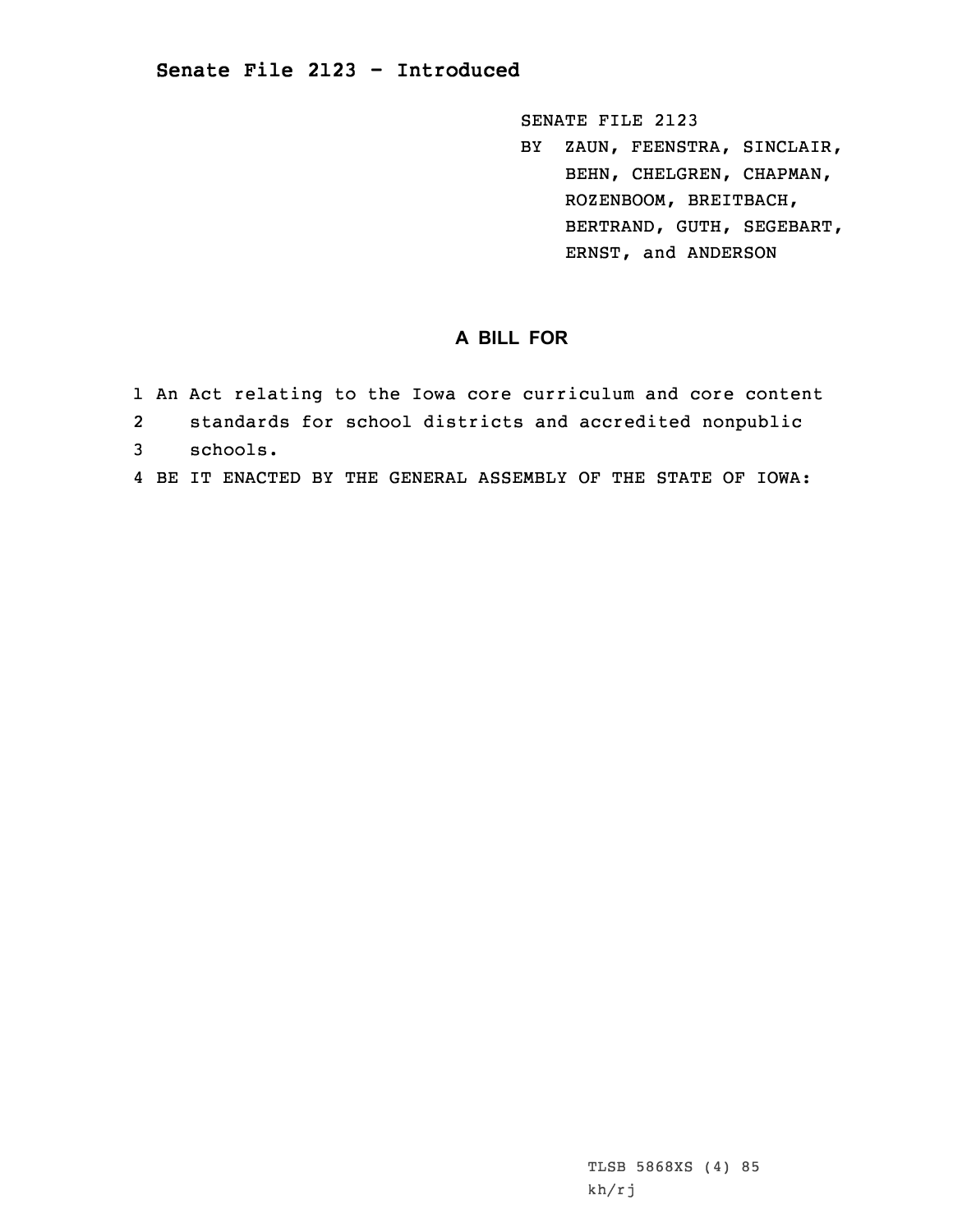**Senate File 2123 - Introduced**

SENATE FILE 2123
BY ZAUN, FEENSTRA, SINCLAIR, BEHN, CHELGREN, CHAPMAN, ROZENBOOM, BREITBACH, BERTRAND, GUTH, SEGEBART, ERNST, and ANDERSON

## A BILL FOR

1 An Act relating to the Iowa core curriculum and core content
2 standards for school districts and accredited nonpublic
3 schools.
4 BE IT ENACTED BY THE GENERAL ASSEMBLY OF THE STATE OF IOWA:

TLSB 5868XS (4) 85
kh/rj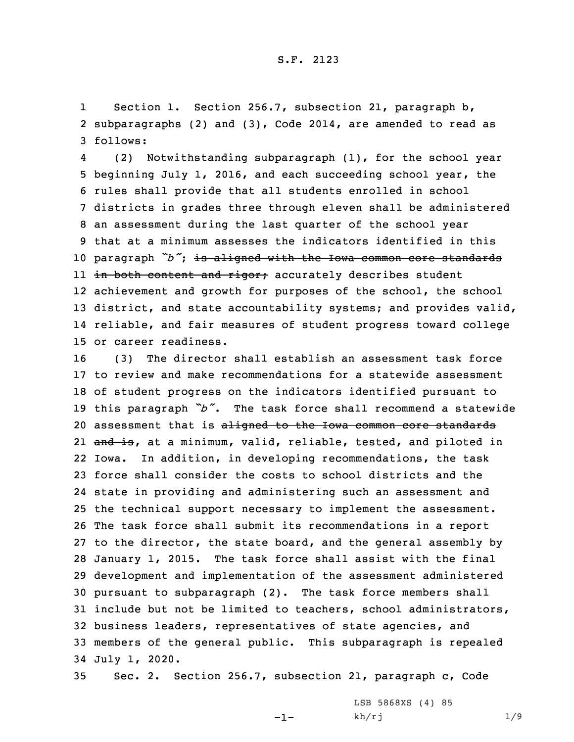S.F. 2123

Section 1. Section 256.7, subsection 21, paragraph b, subparagraphs (2) and (3), Code 2014, are amended to read as follows:

(2) Notwithstanding subparagraph (1), for the school year beginning July 1, 2016, and each succeeding school year, the rules shall provide that all students enrolled in school districts in grades three through eleven shall be administered an assessment during the last quarter of the school year that at a minimum assesses the indicators identified in this paragraph *"b"*; ~~is aligned with the Iowa common core standards in both content and rigor;~~ accurately describes student achievement and growth for purposes of the school, the school district, and state accountability systems; and provides valid, reliable, and fair measures of student progress toward college or career readiness.

(3) The director shall establish an assessment task force to review and make recommendations for a statewide assessment of student progress on the indicators identified pursuant to this paragraph *"b"*. The task force shall recommend a statewide assessment that is ~~aligned to the Iowa common core standards and is~~, at a minimum, valid, reliable, tested, and piloted in Iowa. In addition, in developing recommendations, the task force shall consider the costs to school districts and the state in providing and administering such an assessment and the technical support necessary to implement the assessment. The task force shall submit its recommendations in a report to the director, the state board, and the general assembly by January 1, 2015. The task force shall assist with the final development and implementation of the assessment administered pursuant to subparagraph (2). The task force members shall include but not be limited to teachers, school administrators, business leaders, representatives of state agencies, and members of the general public. This subparagraph is repealed July 1, 2020.

Sec. 2. Section 256.7, subsection 21, paragraph c, Code

LSB 5868XS (4) 85

kh/rj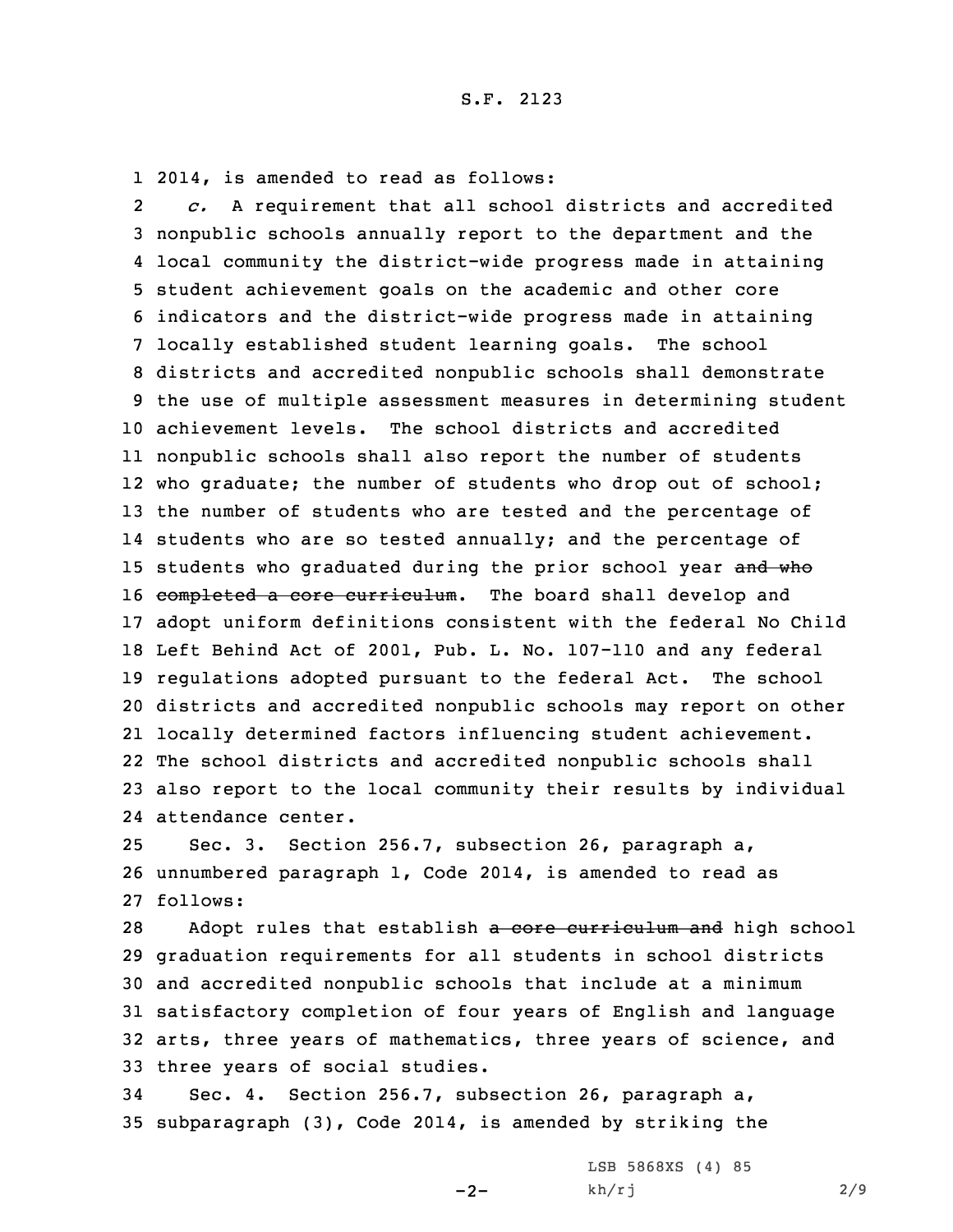2014, is amended to read as follows:

*c.* A requirement that all school districts and accredited nonpublic schools annually report to the department and the local community the district-wide progress made in attaining student achievement goals on the academic and other core indicators and the district-wide progress made in attaining locally established student learning goals. The school districts and accredited nonpublic schools shall demonstrate the use of multiple assessment measures in determining student achievement levels. The school districts and accredited nonpublic schools shall also report the number of students who graduate; the number of students who drop out of school; the number of students who are tested and the percentage of students who are so tested annually; and the percentage of students who graduated during the prior school year ~~and who completed a core curriculum~~. The board shall develop and adopt uniform definitions consistent with the federal No Child Left Behind Act of 2001, Pub. L. No. 107-110 and any federal regulations adopted pursuant to the federal Act. The school districts and accredited nonpublic schools may report on other locally determined factors influencing student achievement. The school districts and accredited nonpublic schools shall also report to the local community their results by individual attendance center.

Sec. 3. Section 256.7, subsection 26, paragraph a, unnumbered paragraph 1, Code 2014, is amended to read as follows:

Adopt rules that establish ~~a core curriculum and~~ high school graduation requirements for all students in school districts and accredited nonpublic schools that include at a minimum satisfactory completion of four years of English and language arts, three years of mathematics, three years of science, and three years of social studies.

Sec. 4. Section 256.7, subsection 26, paragraph a, subparagraph (3), Code 2014, is amended by striking the

LSB 5868XS (4) 85
kh/rj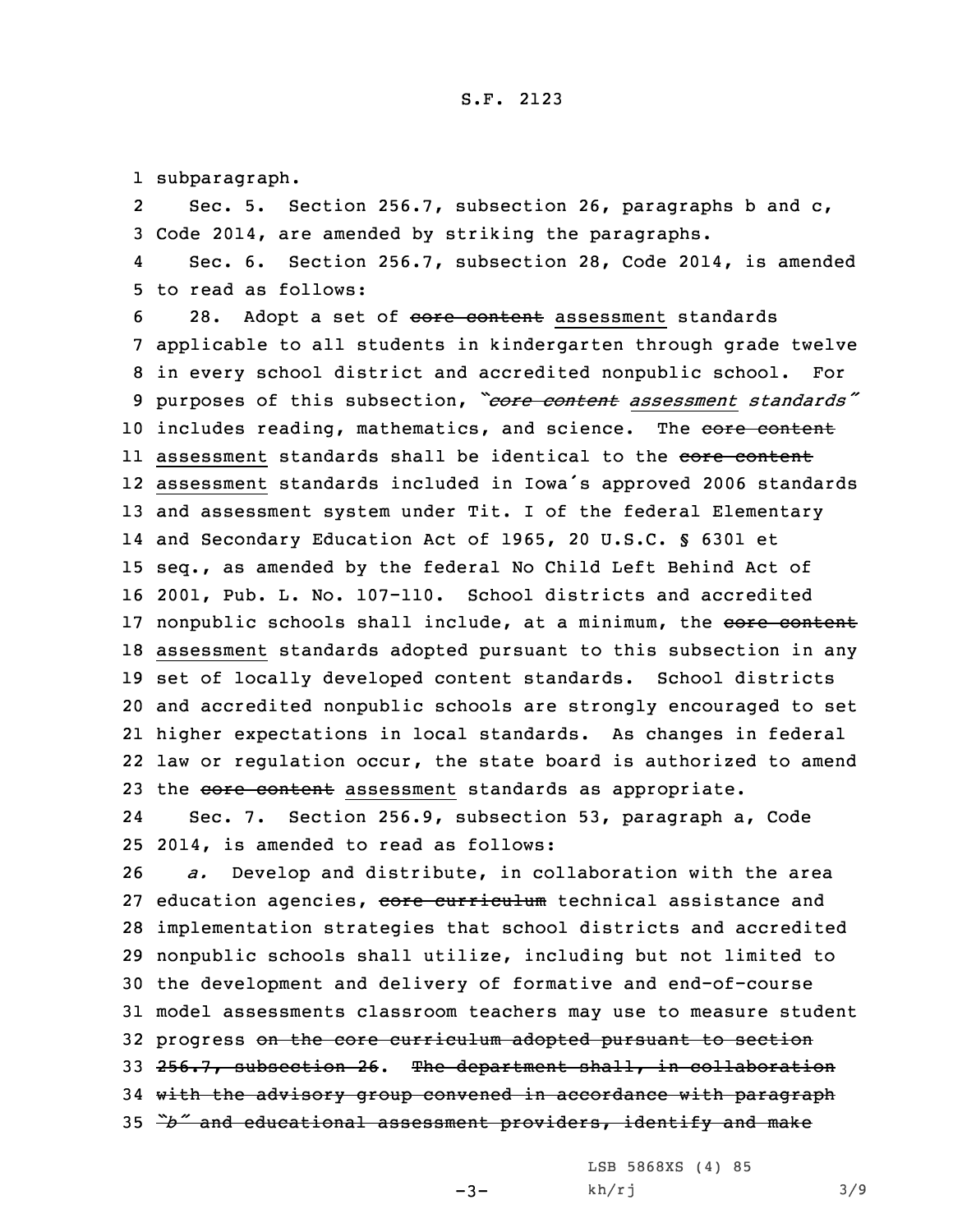subparagraph.

Sec. 5. Section 256.7, subsection 26, paragraphs b and c, Code 2014, are amended by striking the paragraphs.

Sec. 6. Section 256.7, subsection 28, Code 2014, is amended to read as follows:

28. Adopt a set of ~~core content~~ <u>assessment</u> standards applicable to all students in kindergarten through grade twelve in every school district and accredited nonpublic school. For purposes of this subsection, *"~~core content~~ <u>assessment</u> standards"* includes reading, mathematics, and science. The ~~core content~~ <u>assessment</u> standards shall be identical to the ~~core content~~ <u>assessment</u> standards included in Iowa's approved 2006 standards and assessment system under Tit. I of the federal Elementary and Secondary Education Act of 1965, 20 U.S.C. § 6301 et seq., as amended by the federal No Child Left Behind Act of 2001, Pub. L. No. 107-110. School districts and accredited nonpublic schools shall include, at a minimum, the ~~core content~~ <u>assessment</u> standards adopted pursuant to this subsection in any set of locally developed content standards. School districts and accredited nonpublic schools are strongly encouraged to set higher expectations in local standards. As changes in federal law or regulation occur, the state board is authorized to amend the ~~core content~~ <u>assessment</u> standards as appropriate.

Sec. 7. Section 256.9, subsection 53, paragraph a, Code 2014, is amended to read as follows:

*a.* Develop and distribute, in collaboration with the area education agencies, ~~core curriculum~~ technical assistance and implementation strategies that school districts and accredited nonpublic schools shall utilize, including but not limited to the development and delivery of formative and end-of-course model assessments classroom teachers may use to measure student progress ~~on the core curriculum adopted pursuant to section 256.7, subsection 26~~. ~~The department shall, in collaboration with the advisory group convened in accordance with paragraph "b" and educational assessment providers, identify and make~~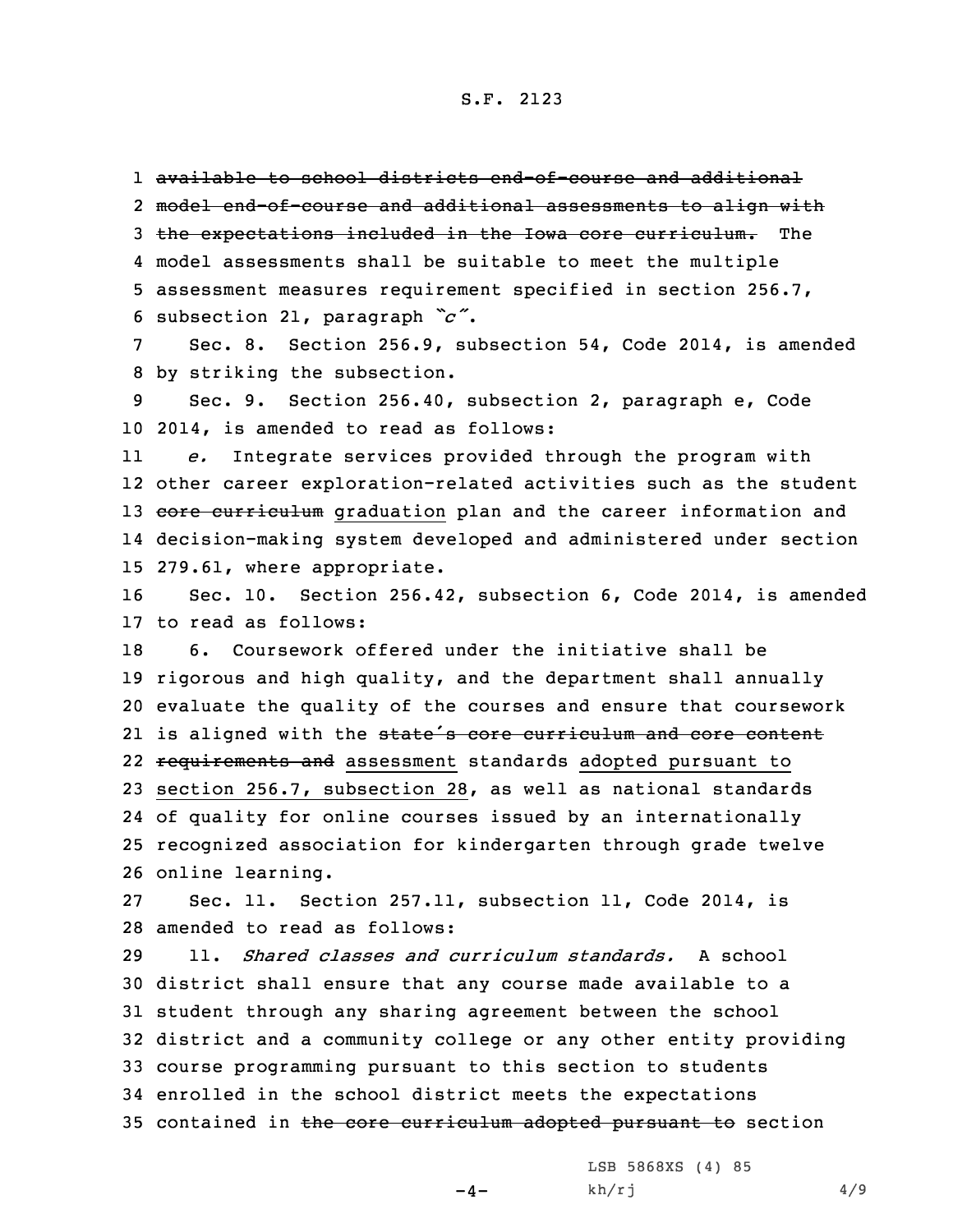~~available to school districts end-of-course and additional model end-of-course and additional assessments to align with the expectations included in the Iowa core curriculum.~~ The model assessments shall be suitable to meet the multiple assessment measures requirement specified in section 256.7, subsection 21, paragraph *"c"*.

Sec. 8. Section 256.9, subsection 54, Code 2014, is amended by striking the subsection.

Sec. 9. Section 256.40, subsection 2, paragraph e, Code 2014, is amended to read as follows:

*e.* Integrate services provided through the program with other career exploration-related activities such as the student ~~core curriculum~~ graduation plan and the career information and decision-making system developed and administered under section 279.61, where appropriate.

Sec. 10. Section 256.42, subsection 6, Code 2014, is amended to read as follows:

6. Coursework offered under the initiative shall be rigorous and high quality, and the department shall annually evaluate the quality of the courses and ensure that coursework is aligned with the ~~state's core curriculum and core content requirements and~~ assessment standards adopted pursuant to section 256.7, subsection 28, as well as national standards of quality for online courses issued by an internationally recognized association for kindergarten through grade twelve online learning.

Sec. 11. Section 257.11, subsection 11, Code 2014, is amended to read as follows:

11. *Shared classes and curriculum standards.* A school district shall ensure that any course made available to a student through any sharing agreement between the school district and a community college or any other entity providing course programming pursuant to this section to students enrolled in the school district meets the expectations contained in ~~the core curriculum adopted pursuant to~~ section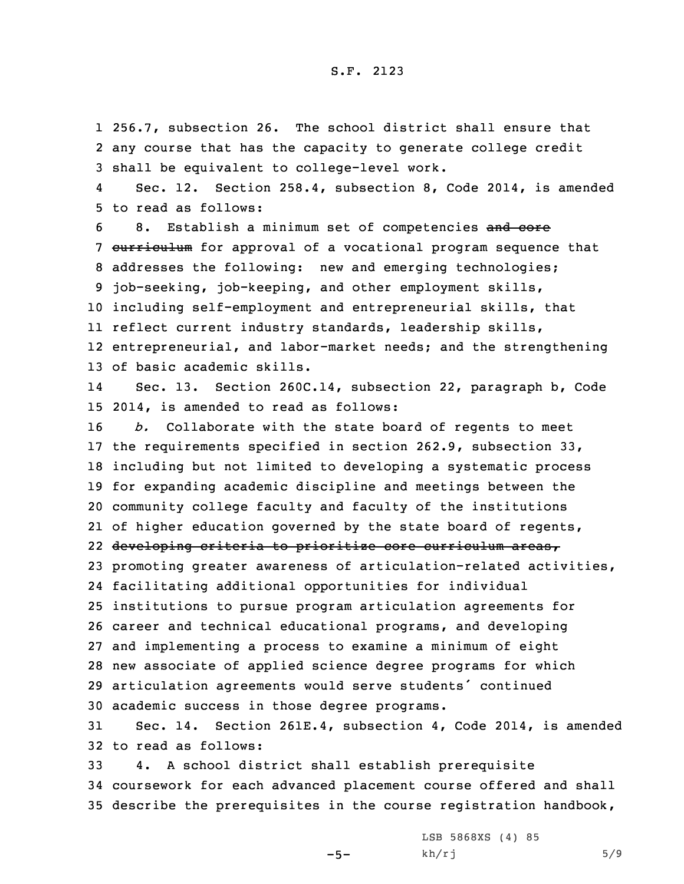256.7, subsection 26. The school district shall ensure that any course that has the capacity to generate college credit shall be equivalent to college-level work.

Sec. 12. Section 258.4, subsection 8, Code 2014, is amended to read as follows:

8. Establish a minimum set of competencies ~~and core curriculum~~ for approval of a vocational program sequence that addresses the following: new and emerging technologies; job-seeking, job-keeping, and other employment skills, including self-employment and entrepreneurial skills, that reflect current industry standards, leadership skills, entrepreneurial, and labor-market needs; and the strengthening of basic academic skills.

Sec. 13. Section 260C.14, subsection 22, paragraph b, Code 2014, is amended to read as follows:

*b.* Collaborate with the state board of regents to meet the requirements specified in section 262.9, subsection 33, including but not limited to developing a systematic process for expanding academic discipline and meetings between the community college faculty and faculty of the institutions of higher education governed by the state board of regents, ~~developing criteria to prioritize core curriculum areas,~~ promoting greater awareness of articulation-related activities, facilitating additional opportunities for individual institutions to pursue program articulation agreements for career and technical educational programs, and developing and implementing a process to examine a minimum of eight new associate of applied science degree programs for which articulation agreements would serve students' continued academic success in those degree programs.

Sec. 14. Section 261E.4, subsection 4, Code 2014, is amended to read as follows:

4. A school district shall establish prerequisite coursework for each advanced placement course offered and shall describe the prerequisites in the course registration handbook,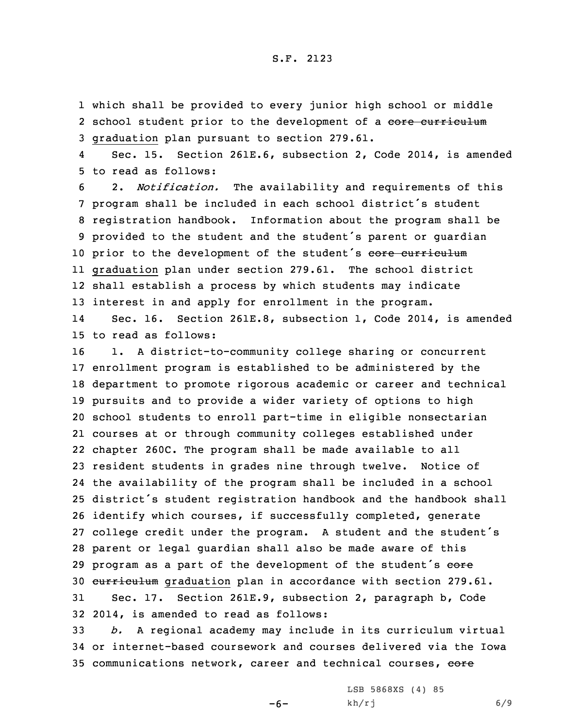which shall be provided to every junior high school or middle school student prior to the development of a ~~core curriculum~~ graduation plan pursuant to section 279.61.

Sec. 15. Section 261E.6, subsection 2, Code 2014, is amended to read as follows:

2. *Notification.* The availability and requirements of this program shall be included in each school district's student registration handbook. Information about the program shall be provided to the student and the student's parent or guardian prior to the development of the student's ~~core curriculum~~ graduation plan under section 279.61. The school district shall establish a process by which students may indicate interest in and apply for enrollment in the program.

Sec. 16. Section 261E.8, subsection 1, Code 2014, is amended to read as follows:

1. A district-to-community college sharing or concurrent enrollment program is established to be administered by the department to promote rigorous academic or career and technical pursuits and to provide a wider variety of options to high school students to enroll part-time in eligible nonsectarian courses at or through community colleges established under chapter 260C. The program shall be made available to all resident students in grades nine through twelve. Notice of the availability of the program shall be included in a school district's student registration handbook and the handbook shall identify which courses, if successfully completed, generate college credit under the program. A student and the student's parent or legal guardian shall also be made aware of this program as a part of the development of the student's ~~core curriculum~~ graduation plan in accordance with section 279.61.

Sec. 17. Section 261E.9, subsection 2, paragraph b, Code 2014, is amended to read as follows:

*b.* A regional academy may include in its curriculum virtual or internet-based coursework and courses delivered via the Iowa communications network, career and technical courses, ~~core~~

LSB 5868XS (4) 85
kh/rj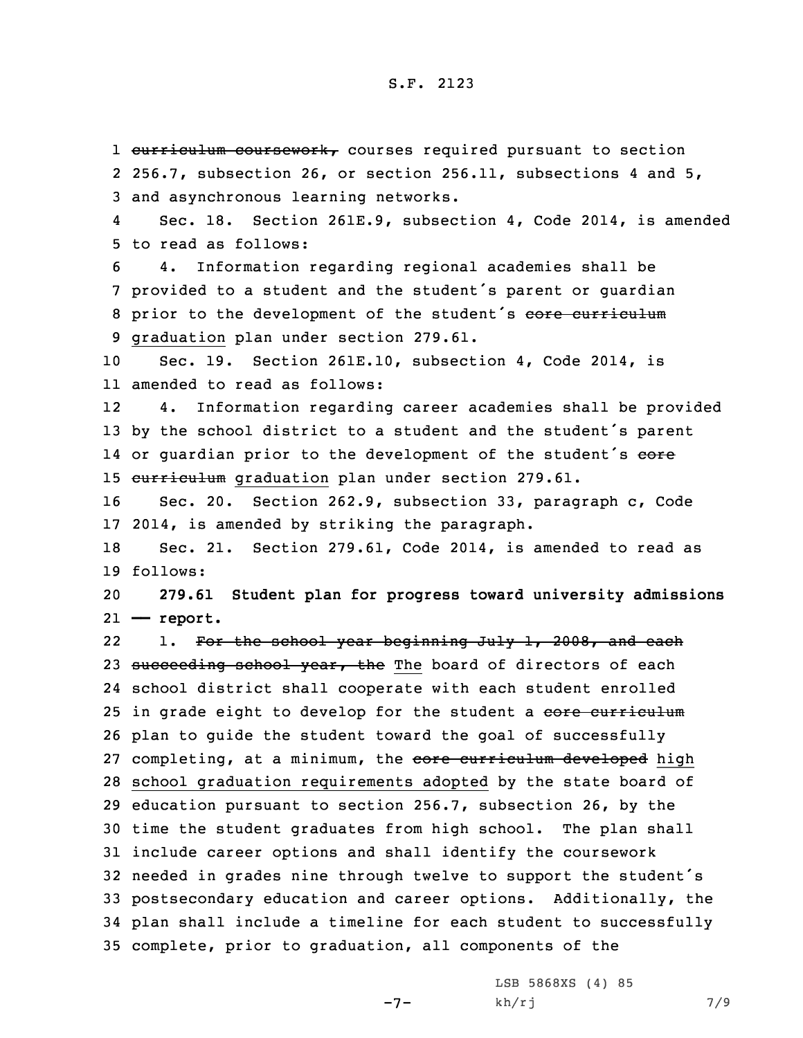~~curriculum coursework,~~ courses required pursuant to section 256.7, subsection 26, or section 256.11, subsections 4 and 5, and asynchronous learning networks.

Sec. 18. Section 261E.9, subsection 4, Code 2014, is amended to read as follows:

4. Information regarding regional academies shall be provided to a student and the student's parent or guardian prior to the development of the student's ~~core curriculum~~ graduation plan under section 279.61.

Sec. 19. Section 261E.10, subsection 4, Code 2014, is amended to read as follows:

4. Information regarding career academies shall be provided by the school district to a student and the student's parent or guardian prior to the development of the student's ~~core curriculum~~ graduation plan under section 279.61.

Sec. 20. Section 262.9, subsection 33, paragraph c, Code 2014, is amended by striking the paragraph.

Sec. 21. Section 279.61, Code 2014, is amended to read as follows:

**279.61 Student plan for progress toward university admissions — report.**

1. ~~For the school year beginning July 1, 2008, and each succeeding school year, the~~ The board of directors of each school district shall cooperate with each student enrolled in grade eight to develop for the student a ~~core curriculum~~ plan to guide the student toward the goal of successfully completing, at a minimum, the ~~core curriculum developed~~ high school graduation requirements adopted by the state board of education pursuant to section 256.7, subsection 26, by the time the student graduates from high school. The plan shall include career options and shall identify the coursework needed in grades nine through twelve to support the student's postsecondary education and career options. Additionally, the plan shall include a timeline for each student to successfully complete, prior to graduation, all components of the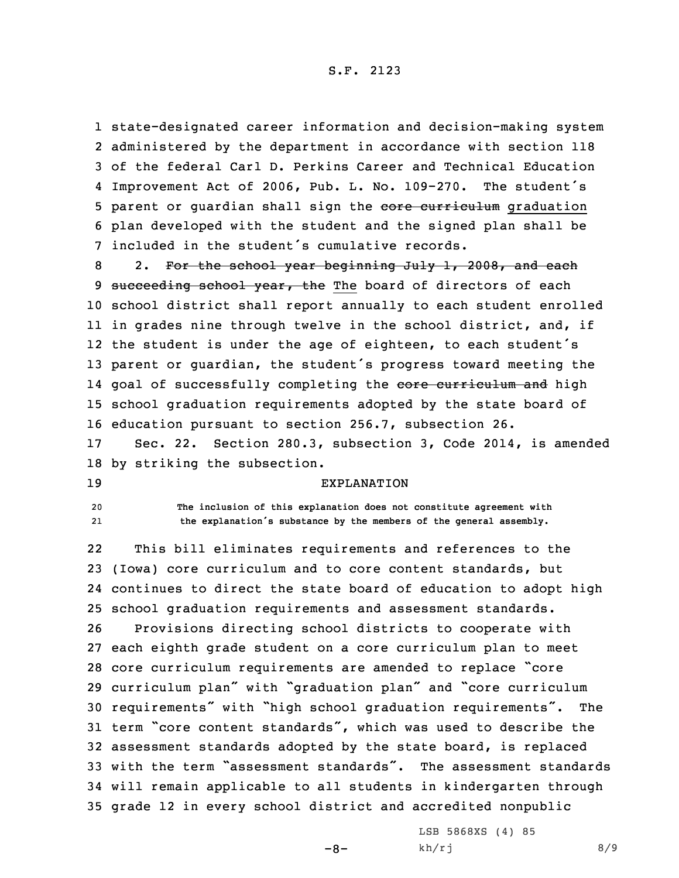state-designated career information and decision-making system administered by the department in accordance with section 118 of the federal Carl D. Perkins Career and Technical Education Improvement Act of 2006, Pub. L. No. 109-270. The student's parent or guardian shall sign the ~~core curriculum~~ graduation plan developed with the student and the signed plan shall be included in the student's cumulative records.

2. ~~For the school year beginning July 1, 2008, and each succeeding school year, the~~ The board of directors of each school district shall report annually to each student enrolled in grades nine through twelve in the school district, and, if the student is under the age of eighteen, to each student's parent or guardian, the student's progress toward meeting the goal of successfully completing the ~~core curriculum and~~ high school graduation requirements adopted by the state board of education pursuant to section 256.7, subsection 26.

Sec. 22. Section 280.3, subsection 3, Code 2014, is amended by striking the subsection.

EXPLANATION

The inclusion of this explanation does not constitute agreement with the explanation's substance by the members of the general assembly.

This bill eliminates requirements and references to the (Iowa) core curriculum and to core content standards, but continues to direct the state board of education to adopt high school graduation requirements and assessment standards.

Provisions directing school districts to cooperate with each eighth grade student on a core curriculum plan to meet core curriculum requirements are amended to replace "core curriculum plan" with "graduation plan" and "core curriculum requirements" with "high school graduation requirements". The term "core content standards", which was used to describe the assessment standards adopted by the state board, is replaced with the term "assessment standards". The assessment standards will remain applicable to all students in kindergarten through grade 12 in every school district and accredited nonpublic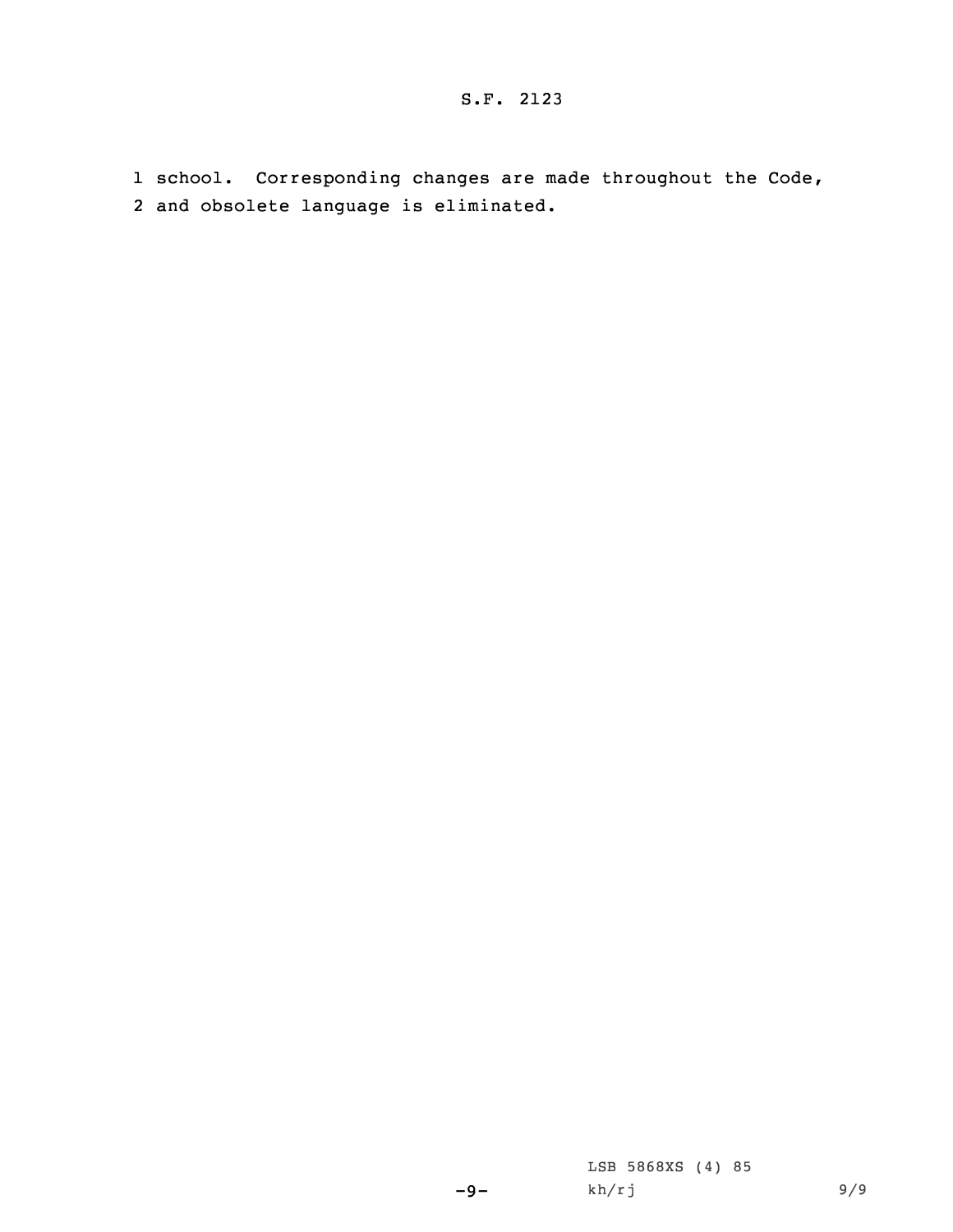school. Corresponding changes are made throughout the Code, and obsolete language is eliminated.